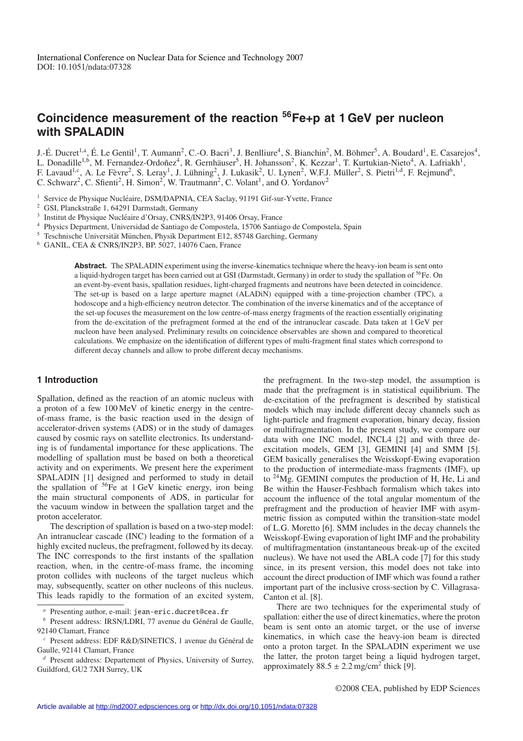International Conference on Nuclear Data for Science and Technology 2007
DOI: 10.1051/ndata:07328

# Coincidence measurement of the reaction $^{56}$Fe+p at 1 GeV per nucleon with SPALADIN

J.-É. Ducret[1,a], É. Le Gentil[1], T. Aumann[2], C.-O. Bacri[3], J. Benlliure[4], S. Bianchin[2], M. Böhmer[5], A. Boudard[1], E. Casarejos[4], L. Donadille[1,b], M. Fernandez-Ordoñez[4], R. Gernhäuser[5], H. Johansson[2], K. Kezzar[1], T. Kurtukian-Nieto[4], A. Lafriakh[1], F. Lavaud[1,c], A. Le Fèvre[2], S. Leray[1], J. Lühning[2], J. Lukasik[2], U. Lynen[2], W.F.J. Müller[2], S. Pietri[1,d], F. Rejmund[6], C. Schwarz[2], C. Sfienti[2], H. Simon[2], W. Trautmann[2], C. Volant[1], and O. Yordanov[2]

[1] Service de Physique Nucléaire, DSM/DAPNIA, CEA Saclay, 91191 Gif-sur-Yvette, France
[2] GSI, Planckstraße 1, 64291 Darmstadt, Germany
[3] Institut de Physique Nucléaire d'Orsay, CNRS/IN2P3, 91406 Orsay, France
[4] Physics Department, Universidad de Santiago de Compostela, 15706 Santiago de Compostela, Spain
[5] Technische Universität München, Physik Department E12, 85748 Garching, Germany
[6] GANIL, CEA & CNRS/IN2P3, BP. 5027, 14076 Caen, France

**Abstract.** The SPALADIN experiment using the inverse-kinematics technique where the heavy-ion beam is sent onto a liquid-hydrogen target has been carried out at GSI (Darmstadt, Germany) in order to study the spallation of $^{56}$Fe. On an event-by-event basis, spallation residues, light-charged fragments and neutrons have been detected in coincidence. The set-up is based on a large aperture magnet (ALADiN) equipped with a time-projection chamber (TPC), a hodoscope and a high-efficiency neutron detector. The combination of the inverse kinematics and of the acceptance of the set-up focuses the measurement on the low centre-of-mass energy fragments of the reaction essentially originating from the de-excitation of the prefragment formed at the end of the intranuclear cascade. Data taken at 1 GeV per nucleon have been analysed. Preliminary results on coincidence observables are shown and compared to theoretical calculations. We emphasize on the identification of different types of multi-fragment final states which correspond to different decay channels and allow to probe different decay mechanisms.

## 1 Introduction

Spallation, defined as the reaction of an atomic nucleus with a proton of a few 100 MeV of kinetic energy in the centre-of-mass frame, is the basic reaction used in the design of accelerator-driven systems (ADS) or in the study of damages caused by cosmic rays on satellite electronics. Its understanding is of fundamental importance for these applications. The modelling of spallation must be based on both a theoretical activity and on experiments. We present here the experiment SPALADIN [1] designed and performed to study in detail the spallation of $^{56}$Fe at 1 GeV kinetic energy, iron being the main structural components of ADS, in particular for the vacuum window in between the spallation target and the proton accelerator.

The description of spallation is based on a two-step model: An intranuclear cascade (INC) leading to the formation of a highly excited nucleus, the prefragment, followed by its decay. The INC corresponds to the first instants of the spallation reaction, when, in the centre-of-mass frame, the incoming proton collides with nucleons of the target nucleus which may, subsequently, scatter on other nucleons of this nucleus. This leads rapidly to the formation of an excited system, the prefragment. In the two-step model, the assumption is made that the prefragment is in statistical equilibrium. The de-excitation of the prefragment is described by statistical models which may include different decay channels such as light-particle and fragment evaporation, binary decay, fission or multifragmentation. In the present study, we compare our data with one INC model, INCL4 [2] and with three de-excitation models, GEM [3], GEMINI [4] and SMM [5]. GEM basically generalises the Weisskopf-Ewing evaporation to the production of intermediate-mass fragments (IMF), up to $^{24}$Mg. GEMINI computes the production of H, He, Li and Be within the Hauser-Feshbach formalism which takes into account the influence of the total angular momentum of the prefragment and the production of heavier IMF with asymmetric fission as computed within the transition-state model of L.G. Moretto [6]. SMM includes in the decay channels the Weisskopf-Ewing evaporation of light IMF and the probability of multifragmentation (instantaneous break-up of the excited nucleus). We have not used the ABLA code [7] for this study since, in its present version, this model does not take into account the direct production of IMF which was found a rather important part of the inclusive cross-section by C. Villagrasa-Canton et al. [8].

There are two techniques for the experimental study of spallation: either the use of direct kinematics, where the proton beam is sent onto an atomic target, or the use of inverse kinematics, in which case the heavy-ion beam is directed onto a proton target. In the SPALADIN experiment we use the latter, the proton target being a liquid hydrogen target, approximately $88.5 \pm 2.2$ mg/cm$^2$ thick [9].

[a] Presenting author, e-mail: jean-eric.ducret@cea.fr
[b] Present address: IRSN/LDRI, 77 avenue du Général de Gaulle, 92140 Clamart, France
[c] Present address: EDF R&D/SINETICS, 1 avenue du Général de Gaulle, 92141 Clamart, France
[d] Present address: Departement of Physics, University of Surrey, Guildford, GU2 7XH Surrey, UK

©2008 CEA, published by EDP Sciences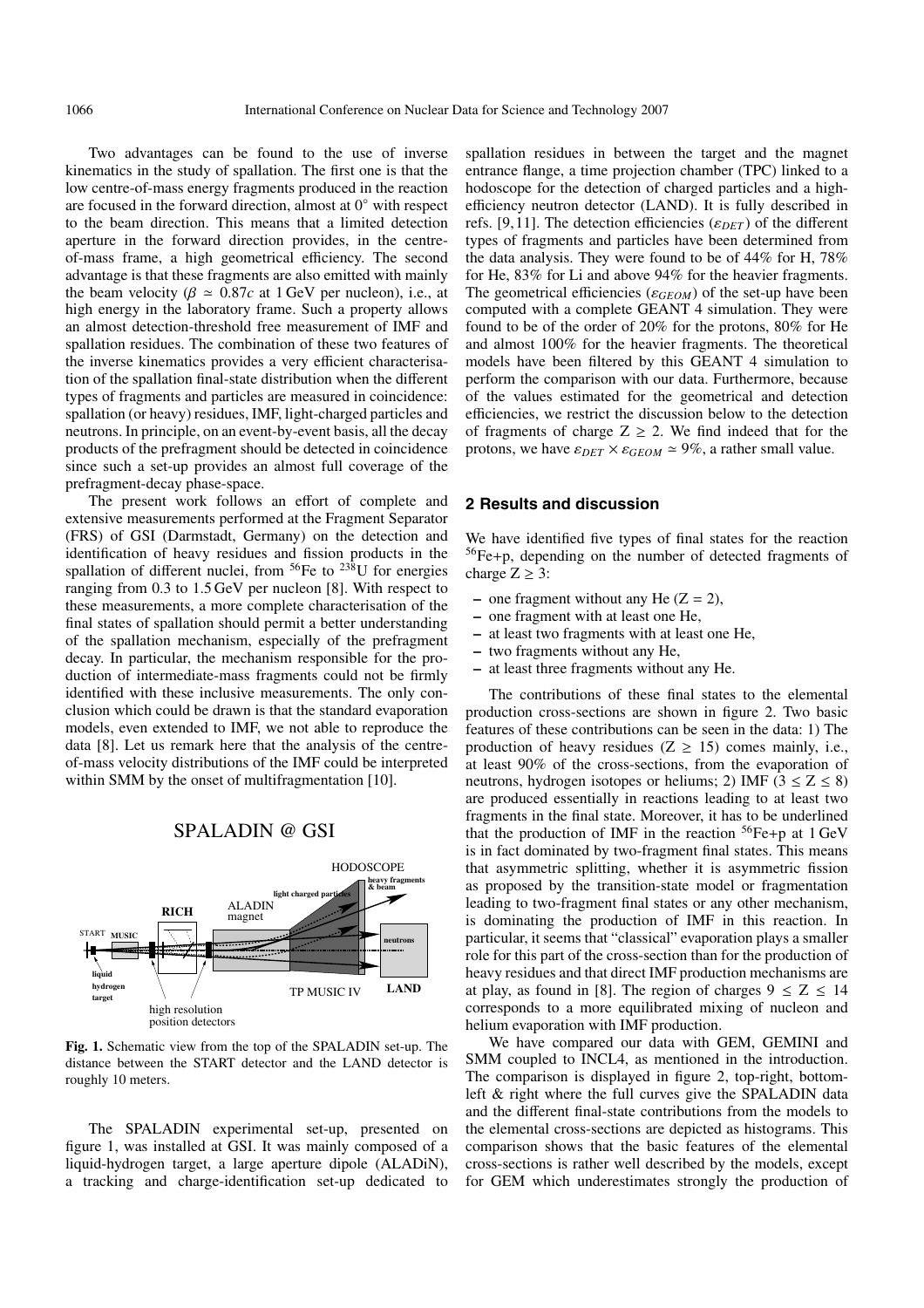Two advantages can be found to the use of inverse kinematics in the study of spallation. The first one is that the low centre-of-mass energy fragments produced in the reaction are focused in the forward direction, almost at 0° with respect to the beam direction. This means that a limited detection aperture in the forward direction provides, in the centre-of-mass frame, a high geometrical efficiency. The second advantage is that these fragments are also emitted with mainly the beam velocity ($\beta \simeq 0.87c$ at 1 GeV per nucleon), i.e., at high energy in the laboratory frame. Such a property allows an almost detection-threshold free measurement of IMF and spallation residues. The combination of these two features of the inverse kinematics provides a very efficient characterisation of the spallation final-state distribution when the different types of fragments and particles are measured in coincidence: spallation (or heavy) residues, IMF, light-charged particles and neutrons. In principle, on an event-by-event basis, all the decay products of the prefragment should be detected in coincidence since such a set-up provides an almost full coverage of the prefragment-decay phase-space.

The present work follows an effort of complete and extensive measurements performed at the Fragment Separator (FRS) of GSI (Darmstadt, Germany) on the detection and identification of heavy residues and fission products in the spallation of different nuclei, from $^{56}$Fe to $^{238}$U for energies ranging from 0.3 to 1.5 GeV per nucleon [8]. With respect to these measurements, a more complete characterisation of the final states of spallation should permit a better understanding of the spallation mechanism, especially of the prefragment decay. In particular, the mechanism responsible for the production of intermediate-mass fragments could not be firmly identified with these inclusive measurements. The only conclusion which could be drawn is that the standard evaporation models, even extended to IMF, we not able to reproduce the data [8]. Let us remark here that the analysis of the centre-of-mass velocity distributions of the IMF could be interpreted within SMM by the onset of multifragmentation [10].

SPALADIN @ GSI

**Fig. 1.** Schematic view from the top of the SPALADIN set-up. The distance between the START detector and the LAND detector is roughly 10 meters.

The SPALADIN experimental set-up, presented on figure 1, was installed at GSI. It was mainly composed of a liquid-hydrogen target, a large aperture dipole (ALADiN), a tracking and charge-identification set-up dedicated to spallation residues in between the target and the magnet entrance flange, a time projection chamber (TPC) linked to a hodoscope for the detection of charged particles and a high-efficiency neutron detector (LAND). It is fully described in refs. [9,11]. The detection efficiencies ($\varepsilon_{DET}$) of the different types of fragments and particles have been determined from the data analysis. They were found to be of 44% for H, 78% for He, 83% for Li and above 94% for the heavier fragments. The geometrical efficiencies ($\varepsilon_{GEOM}$) of the set-up have been computed with a complete GEANT 4 simulation. They were found to be of the order of 20% for the protons, 80% for He and almost 100% for the heavier fragments. The theoretical models have been filtered by this GEANT 4 simulation to perform the comparison with our data. Furthermore, because of the values estimated for the geometrical and detection efficiencies, we restrict the discussion below to the detection of fragments of charge $Z \geq 2$. We find indeed that for the protons, we have $\varepsilon_{DET} \times \varepsilon_{GEOM} \simeq 9\%$, a rather small value.

## 2 Results and discussion

We have identified five types of final states for the reaction $^{56}$Fe+p, depending on the number of detected fragments of charge $Z \geq 3$:

- one fragment without any He ($Z = 2$),
- one fragment with at least one He,
- at least two fragments with at least one He,
- two fragments without any He,
- at least three fragments without any He.

The contributions of these final states to the elemental production cross-sections are shown in figure 2. Two basic features of these contributions can be seen in the data: 1) The production of heavy residues ($Z \geq 15$) comes mainly, i.e., at least 90% of the cross-sections, from the evaporation of neutrons, hydrogen isotopes or heliums; 2) IMF ($3 \leq Z \leq 8$) are produced essentially in reactions leading to at least two fragments in the final state. Moreover, it has to be underlined that the production of IMF in the reaction $^{56}$Fe+p at 1 GeV is in fact dominated by two-fragment final states. This means that asymmetric splitting, whether it is asymmetric fission as proposed by the transition-state model or fragmentation leading to two-fragment final states or any other mechanism, is dominating the production of IMF in this reaction. In particular, it seems that "classical" evaporation plays a smaller role for this part of the cross-section than for the production of heavy residues and that direct IMF production mechanisms are at play, as found in [8]. The region of charges $9 \leq Z \leq 14$ corresponds to a more equilibrated mixing of nucleon and helium evaporation with IMF production.

We have compared our data with GEM, GEMINI and SMM coupled to INCL4, as mentioned in the introduction. The comparison is displayed in figure 2, top-right, bottom-left & right where the full curves give the SPALADIN data and the different final-state contributions from the models to the elemental cross-sections are depicted as histograms. This comparison shows that the basic features of the elemental cross-sections is rather well described by the models, except for GEM which underestimates strongly the production of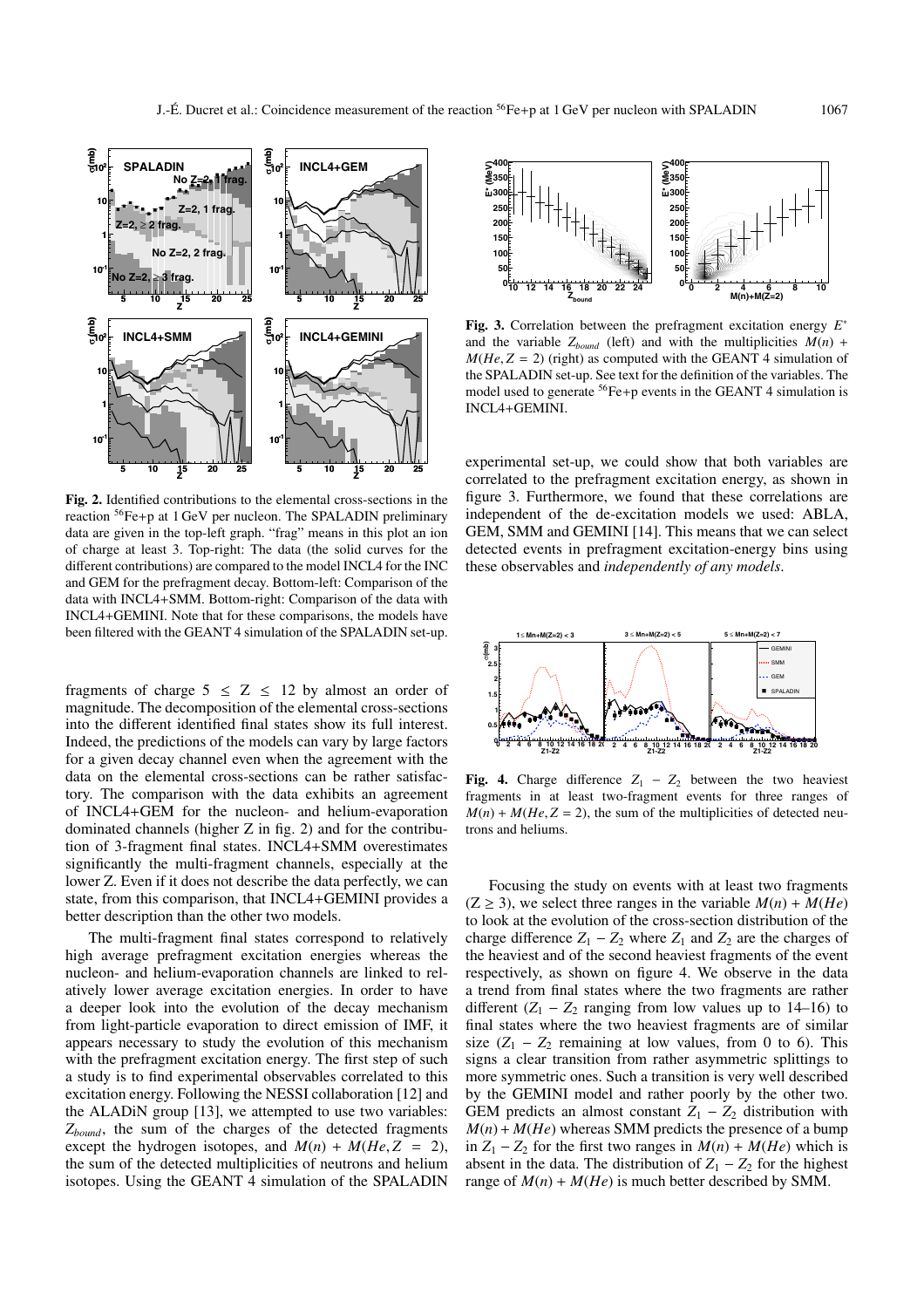**Fig. 2.** Identified contributions to the elemental cross-sections in the reaction $^{56}$Fe+p at 1 GeV per nucleon. The SPALADIN preliminary data are given in the top-left graph. "frag" means in this plot an ion of charge at least 3. Top-right: The data (the solid curves for the different contributions) are compared to the model INCL4 for the INC and GEM for the prefragment decay. Bottom-left: Comparison of the data with INCL4+SMM. Bottom-right: Comparison of the data with INCL4+GEMINI. Note that for these comparisons, the models have been filtered with the GEANT 4 simulation of the SPALADIN set-up.

fragments of charge $5 \leq Z \leq 12$ by almost an order of magnitude. The decomposition of the elemental cross-sections into the different identified final states show its full interest. Indeed, the predictions of the models can vary by large factors for a given decay channel even when the agreement with the data on the elemental cross-sections can be rather satisfactory. The comparison with the data exhibits an agreement of INCL4+GEM for the nucleon- and helium-evaporation dominated channels (higher Z in fig. 2) and for the contribution of 3-fragment final states. INCL4+SMM overestimates significantly the multi-fragment channels, especially at the lower Z. Even if it does not describe the data perfectly, we can state, from this comparison, that INCL4+GEMINI provides a better description than the other two models.

The multi-fragment final states correspond to relatively high average prefragment excitation energies whereas the nucleon- and helium-evaporation channels are linked to relatively lower average excitation energies. In order to have a deeper look into the evolution of the decay mechanism from light-particle evaporation to direct emission of IMF, it appears necessary to study the evolution of this mechanism with the prefragment excitation energy. The first step of such a study is to find experimental observables correlated to this excitation energy. Following the NESSI collaboration [12] and the ALADiN group [13], we attempted to use two variables: $Z_{bound}$, the sum of the charges of the detected fragments except the hydrogen isotopes, and $M(n) + M(He, Z = 2)$, the sum of the detected multiplicities of neutrons and helium isotopes. Using the GEANT 4 simulation of the SPALADIN experimental set-up, we could show that both variables are correlated to the prefragment excitation energy, as shown in figure 3. Furthermore, we found that these correlations are independent of the de-excitation models we used: ABLA, GEM, SMM and GEMINI [14]. This means that we can select detected events in prefragment excitation-energy bins using these observables and *independently of any models*.

**Fig. 3.** Correlation between the prefragment excitation energy $E^*$ and the variable $Z_{bound}$ (left) and with the multiplicities $M(n) + M(He, Z = 2)$ (right) as computed with the GEANT 4 simulation of the SPALADIN set-up. See text for the definition of the variables. The model used to generate $^{56}$Fe+p events in the GEANT 4 simulation is INCL4+GEMINI.

**Fig. 4.** Charge difference $Z_1 - Z_2$ between the two heaviest fragments in at least two-fragment events for three ranges of $M(n) + M(He, Z = 2)$, the sum of the multiplicities of detected neutrons and heliums.

Focusing the study on events with at least two fragments ($Z \geq 3$), we select three ranges in the variable $M(n) + M(He)$ to look at the evolution of the cross-section distribution of the charge difference $Z_1 - Z_2$ where $Z_1$ and $Z_2$ are the charges of the heaviest and of the second heaviest fragments of the event respectively, as shown on figure 4. We observe in the data a trend from final states where the two fragments are rather different ($Z_1 - Z_2$ ranging from low values up to 14–16) to final states where the two heaviest fragments are of similar size ($Z_1 - Z_2$ remaining at low values, from 0 to 6). This signs a clear transition from rather asymmetric splittings to more symmetric ones. Such a transition is very well described by the GEMINI model and rather poorly by the other two. GEM predicts an almost constant $Z_1 - Z_2$ distribution with $M(n) + M(He)$ whereas SMM predicts the presence of a bump in $Z_1 - Z_2$ for the first two ranges in $M(n) + M(He)$ which is absent in the data. The distribution of $Z_1 - Z_2$ for the highest range of $M(n) + M(He)$ is much better described by SMM.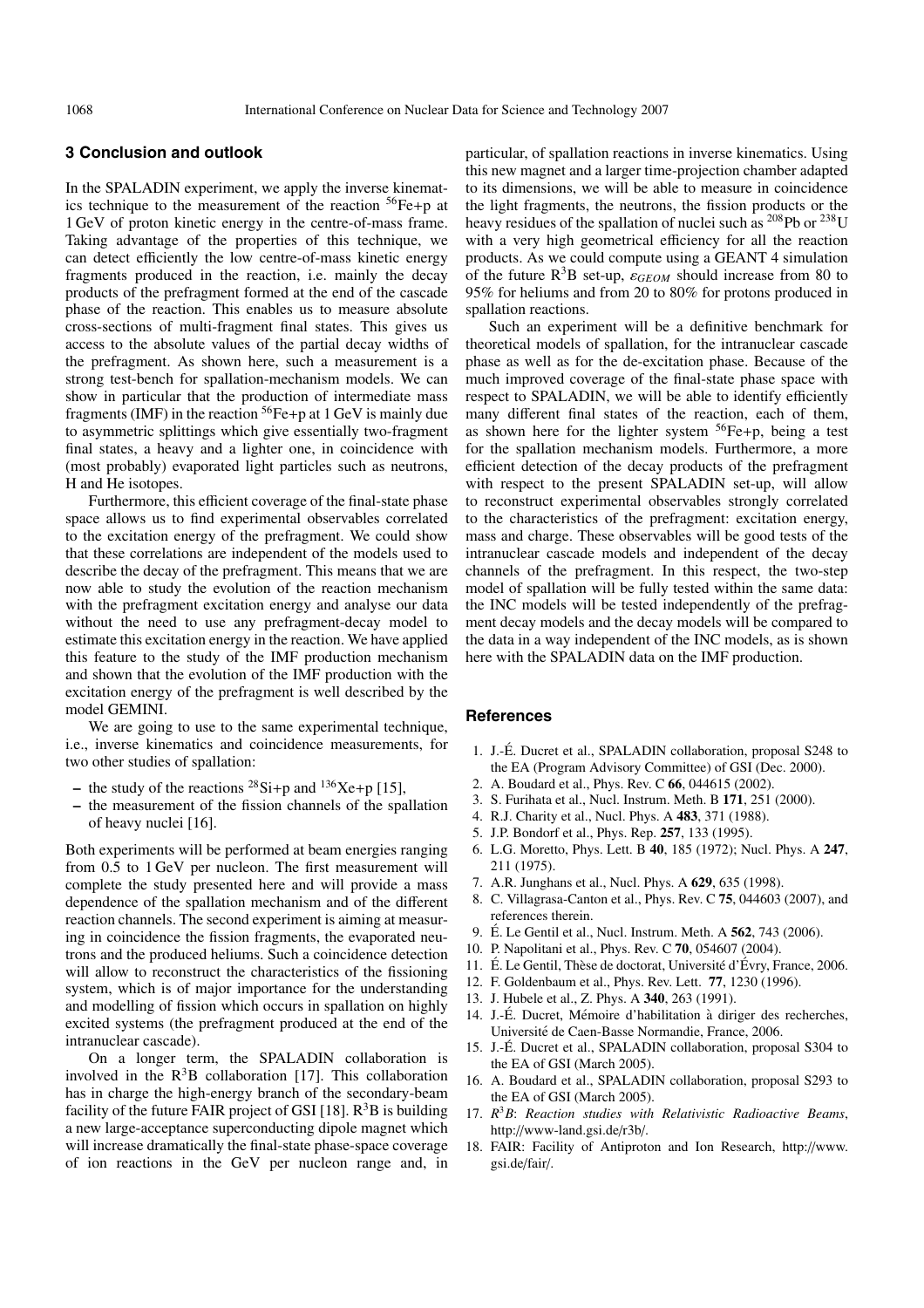## 3 Conclusion and outlook

In the SPALADIN experiment, we apply the inverse kinematics technique to the measurement of the reaction $^{56}$Fe+p at 1 GeV of proton kinetic energy in the centre-of-mass frame. Taking advantage of the properties of this technique, we can detect efficiently the low centre-of-mass kinetic energy fragments produced in the reaction, i.e. mainly the decay products of the prefragment formed at the end of the cascade phase of the reaction. This enables us to measure absolute cross-sections of multi-fragment final states. This gives us access to the absolute values of the partial decay widths of the prefragment. As shown here, such a measurement is a strong test-bench for spallation-mechanism models. We can show in particular that the production of intermediate mass fragments (IMF) in the reaction $^{56}$Fe+p at 1 GeV is mainly due to asymmetric splittings which give essentially two-fragment final states, a heavy and a lighter one, in coincidence with (most probably) evaporated light particles such as neutrons, H and He isotopes.

Furthermore, this efficient coverage of the final-state phase space allows us to find experimental observables correlated to the excitation energy of the prefragment. We could show that these correlations are independent of the models used to describe the decay of the prefragment. This means that we are now able to study the evolution of the reaction mechanism with the prefragment excitation energy and analyse our data without the need to use any prefragment-decay model to estimate this excitation energy in the reaction. We have applied this feature to the study of the IMF production mechanism and shown that the evolution of the IMF production with the excitation energy of the prefragment is well described by the model GEMINI.

We are going to use to the same experimental technique, i.e., inverse kinematics and coincidence measurements, for two other studies of spallation:

– the study of the reactions $^{28}$Si+p and $^{136}$Xe+p [15],
– the measurement of the fission channels of the spallation of heavy nuclei [16].

Both experiments will be performed at beam energies ranging from 0.5 to 1 GeV per nucleon. The first measurement will complete the study presented here and will provide a mass dependence of the spallation mechanism and of the different reaction channels. The second experiment is aiming at measuring in coincidence the fission fragments, the evaporated neutrons and the produced heliums. Such a coincidence detection will allow to reconstruct the characteristics of the fissioning system, which is of major importance for the understanding and modelling of fission which occurs in spallation on highly excited systems (the prefragment produced at the end of the intranuclear cascade).

On a longer term, the SPALADIN collaboration is involved in the R$^3$B collaboration [17]. This collaboration has in charge the high-energy branch of the secondary-beam facility of the future FAIR project of GSI [18]. R$^3$B is building a new large-acceptance superconducting dipole magnet which will increase dramatically the final-state phase-space coverage of ion reactions in the GeV per nucleon range and, in particular, of spallation reactions in inverse kinematics. Using this new magnet and a larger time-projection chamber adapted to its dimensions, we will be able to measure in coincidence the light fragments, the neutrons, the fission products or the heavy residues of the spallation of nuclei such as $^{208}$Pb or $^{238}$U with a very high geometrical efficiency for all the reaction products. As we could compute using a GEANT 4 simulation of the future R$^3$B set-up, $\varepsilon_{GEOM}$ should increase from 80 to 95% for heliums and from 20 to 80% for protons produced in spallation reactions.

Such an experiment will be a definitive benchmark for theoretical models of spallation, for the intranuclear cascade phase as well as for the de-excitation phase. Because of the much improved coverage of the final-state phase space with respect to SPALADIN, we will be able to identify efficiently many different final states of the reaction, each of them, as shown here for the lighter system $^{56}$Fe+p, being a test for the spallation mechanism models. Furthermore, a more efficient detection of the decay products of the prefragment with respect to the present SPALADIN set-up, will allow to reconstruct experimental observables strongly correlated to the characteristics of the prefragment: excitation energy, mass and charge. These observables will be good tests of the intranuclear cascade models and independent of the decay channels of the prefragment. In this respect, the two-step model of spallation will be fully tested within the same data: the INC models will be tested independently of the prefragment decay models and the decay models will be compared to the data in a way independent of the INC models, as is shown here with the SPALADIN data on the IMF production.

## References

1. J.-É. Ducret et al., SPALADIN collaboration, proposal S248 to the EA (Program Advisory Committee) of GSI (Dec. 2000).
2. A. Boudard et al., Phys. Rev. C **66**, 044615 (2002).
3. S. Furihata et al., Nucl. Instrum. Meth. B **171**, 251 (2000).
4. R.J. Charity et al., Nucl. Phys. A **483**, 371 (1988).
5. J.P. Bondorf et al., Phys. Rep. **257**, 133 (1995).
6. L.G. Moretto, Phys. Lett. B **40**, 185 (1972); Nucl. Phys. A **247**, 211 (1975).
7. A.R. Junghans et al., Nucl. Phys. A **629**, 635 (1998).
8. C. Villagrasa-Canton et al., Phys. Rev. C **75**, 044603 (2007), and references therein.
9. É. Le Gentil et al., Nucl. Instrum. Meth. A **562**, 743 (2006).
10. P. Napolitani et al., Phys. Rev. C **70**, 054607 (2004).
11. É. Le Gentil, Thèse de doctorat, Université d'Évry, France, 2006.
12. F. Goldenbaum et al., Phys. Rev. Lett. **77**, 1230 (1996).
13. J. Hubele et al., Z. Phys. A **340**, 263 (1991).
14. J.-É. Ducret, Mémoire d'habilitation à diriger des recherches, Université de Caen-Basse Normandie, France, 2006.
15. J.-É. Ducret et al., SPALADIN collaboration, proposal S304 to the EA of GSI (March 2005).
16. A. Boudard et al., SPALADIN collaboration, proposal S293 to the EA of GSI (March 2005).
17. *R$^3$B*: *Reaction studies with Relativistic Radioactive Beams*, http://www-land.gsi.de/r3b/.
18. FAIR: Facility of Antiproton and Ion Research, http://www.gsi.de/fair/.